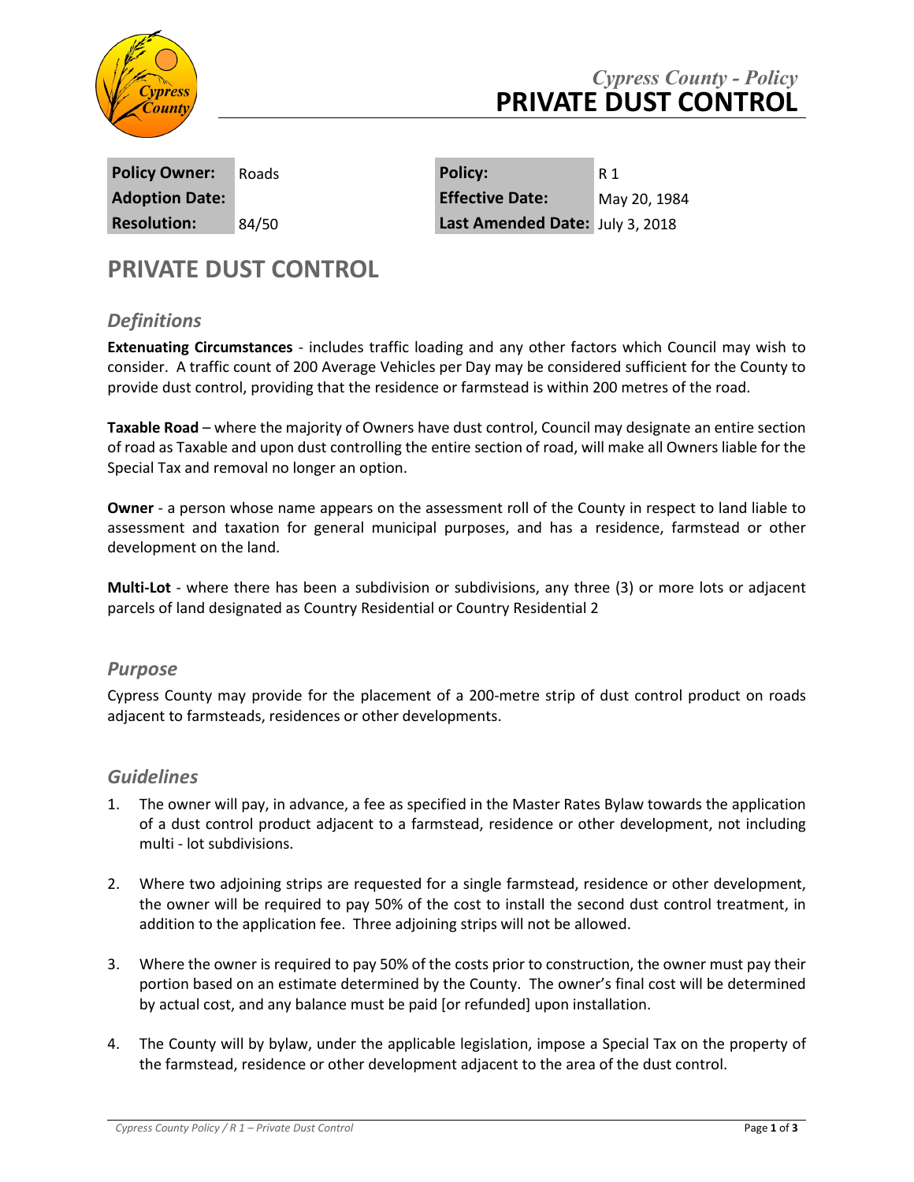*Cypress County - Policy*

# PRIVATE DUST CONTROL

| **Policy Owner:** | Roads | **Policy:** | R 1 |
|---|---|---|---|
| **Adoption Date:** | | **Effective Date:** | May 20, 1984 |
| **Resolution:** | 84/50 | **Last Amended Date:** | July 3, 2018 |

## PRIVATE DUST CONTROL

### *Definitions*

**Extenuating Circumstances** - includes traffic loading and any other factors which Council may wish to consider. A traffic count of 200 Average Vehicles per Day may be considered sufficient for the County to provide dust control, providing that the residence or farmstead is within 200 metres of the road.

**Taxable Road** – where the majority of Owners have dust control, Council may designate an entire section of road as Taxable and upon dust controlling the entire section of road, will make all Owners liable for the Special Tax and removal no longer an option.

**Owner** - a person whose name appears on the assessment roll of the County in respect to land liable to assessment and taxation for general municipal purposes, and has a residence, farmstead or other development on the land.

**Multi-Lot** - where there has been a subdivision or subdivisions, any three (3) or more lots or adjacent parcels of land designated as Country Residential or Country Residential 2

### *Purpose*

Cypress County may provide for the placement of a 200-metre strip of dust control product on roads adjacent to farmsteads, residences or other developments.

### *Guidelines*

1. The owner will pay, in advance, a fee as specified in the Master Rates Bylaw towards the application of a dust control product adjacent to a farmstead, residence or other development, not including multi - lot subdivisions.

2. Where two adjoining strips are requested for a single farmstead, residence or other development, the owner will be required to pay 50% of the cost to install the second dust control treatment, in addition to the application fee. Three adjoining strips will not be allowed.

3. Where the owner is required to pay 50% of the costs prior to construction, the owner must pay their portion based on an estimate determined by the County. The owner's final cost will be determined by actual cost, and any balance must be paid [or refunded] upon installation.

4. The County will by bylaw, under the applicable legislation, impose a Special Tax on the property of the farmstead, residence or other development adjacent to the area of the dust control.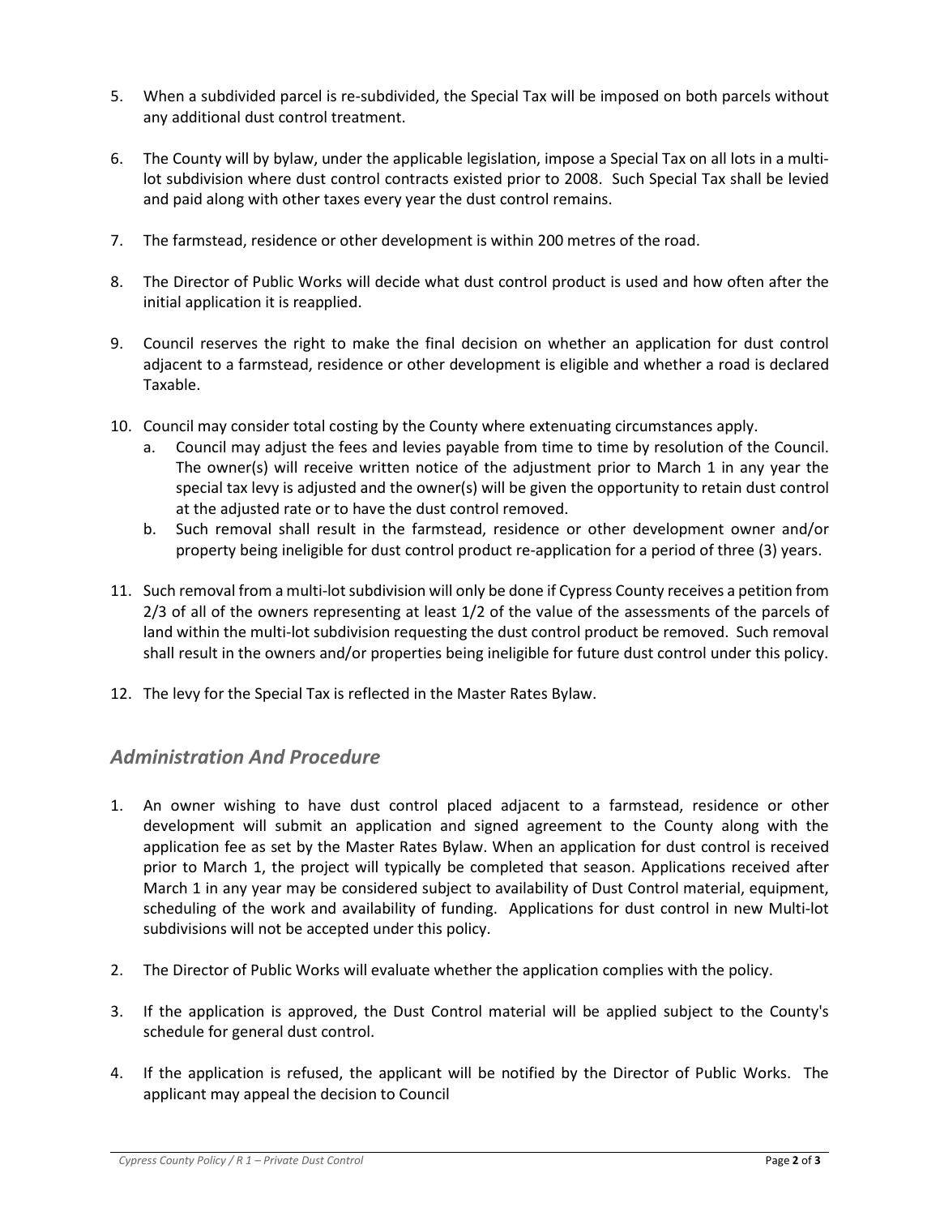5. When a subdivided parcel is re-subdivided, the Special Tax will be imposed on both parcels without any additional dust control treatment.

6. The County will by bylaw, under the applicable legislation, impose a Special Tax on all lots in a multi-lot subdivision where dust control contracts existed prior to 2008. Such Special Tax shall be levied and paid along with other taxes every year the dust control remains.

7. The farmstead, residence or other development is within 200 metres of the road.

8. The Director of Public Works will decide what dust control product is used and how often after the initial application it is reapplied.

9. Council reserves the right to make the final decision on whether an application for dust control adjacent to a farmstead, residence or other development is eligible and whether a road is declared Taxable.

10. Council may consider total costing by the County where extenuating circumstances apply.
    a. Council may adjust the fees and levies payable from time to time by resolution of the Council. The owner(s) will receive written notice of the adjustment prior to March 1 in any year the special tax levy is adjusted and the owner(s) will be given the opportunity to retain dust control at the adjusted rate or to have the dust control removed.
    b. Such removal shall result in the farmstead, residence or other development owner and/or property being ineligible for dust control product re-application for a period of three (3) years.

11. Such removal from a multi-lot subdivision will only be done if Cypress County receives a petition from 2/3 of all of the owners representing at least 1/2 of the value of the assessments of the parcels of land within the multi-lot subdivision requesting the dust control product be removed. Such removal shall result in the owners and/or properties being ineligible for future dust control under this policy.

12. The levy for the Special Tax is reflected in the Master Rates Bylaw.

## *Administration And Procedure*

1. An owner wishing to have dust control placed adjacent to a farmstead, residence or other development will submit an application and signed agreement to the County along with the application fee as set by the Master Rates Bylaw. When an application for dust control is received prior to March 1, the project will typically be completed that season. Applications received after March 1 in any year may be considered subject to availability of Dust Control material, equipment, scheduling of the work and availability of funding. Applications for dust control in new Multi-lot subdivisions will not be accepted under this policy.

2. The Director of Public Works will evaluate whether the application complies with the policy.

3. If the application is approved, the Dust Control material will be applied subject to the County's schedule for general dust control.

4. If the application is refused, the applicant will be notified by the Director of Public Works. The applicant may appeal the decision to Council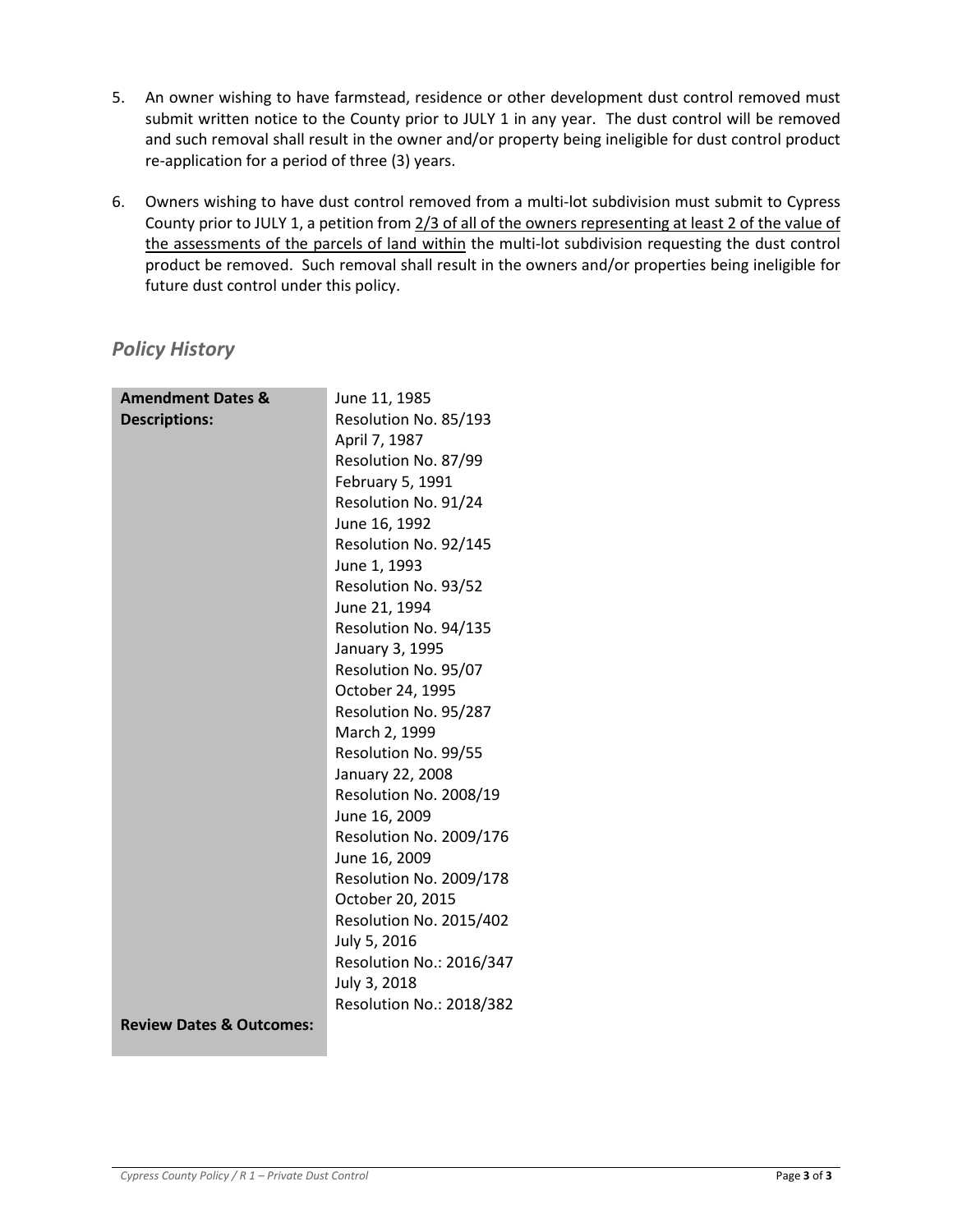5. An owner wishing to have farmstead, residence or other development dust control removed must submit written notice to the County prior to JULY 1 in any year. The dust control will be removed and such removal shall result in the owner and/or property being ineligible for dust control product re-application for a period of three (3) years.

6. Owners wishing to have dust control removed from a multi-lot subdivision must submit to Cypress County prior to JULY 1, a petition from <u>2/3 of all of the owners representing at least 2 of the value of the assessments of the parcels of land within</u> the multi-lot subdivision requesting the dust control product be removed. Such removal shall result in the owners and/or properties being ineligible for future dust control under this policy.

## *Policy History*

| | |
|---|---|
| **Amendment Dates & Descriptions:** | June 11, 1985<br>Resolution No. 85/193<br>April 7, 1987<br>Resolution No. 87/99<br>February 5, 1991<br>Resolution No. 91/24<br>June 16, 1992<br>Resolution No. 92/145<br>June 1, 1993<br>Resolution No. 93/52<br>June 21, 1994<br>Resolution No. 94/135<br>January 3, 1995<br>Resolution No. 95/07<br>October 24, 1995<br>Resolution No. 95/287<br>March 2, 1999<br>Resolution No. 99/55<br>January 22, 2008<br>Resolution No. 2008/19<br>June 16, 2009<br>Resolution No. 2009/176<br>June 16, 2009<br>Resolution No. 2009/178<br>October 20, 2015<br>Resolution No. 2015/402<br>July 5, 2016<br>Resolution No.: 2016/347<br>July 3, 2018<br>Resolution No.: 2018/382 |
| **Review Dates & Outcomes:** | |